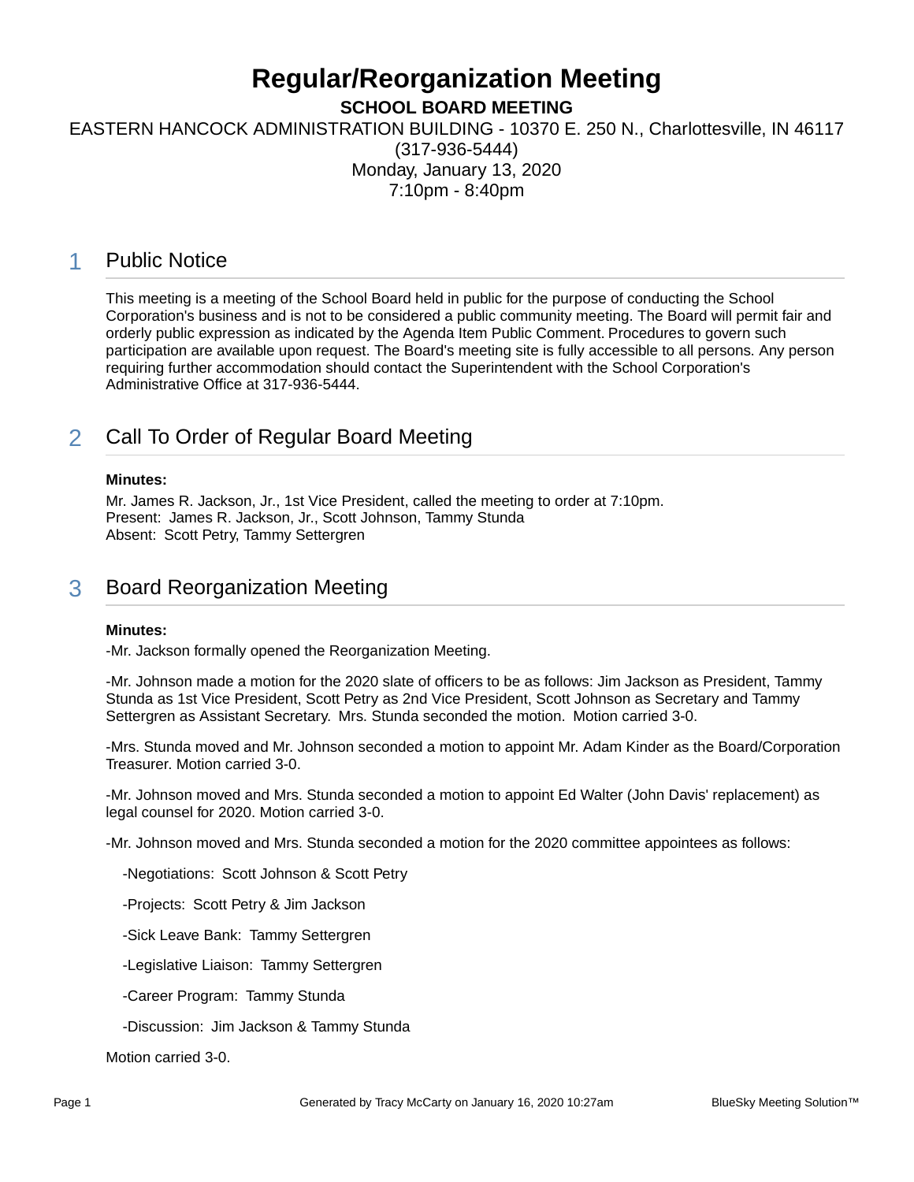# Regular/Reorganization Meeting

**SCHOOL BOARD MEETING**

EASTERN HANCOCK ADMINISTRATION BUILDING - 10370 E. 250 N., Charlottesville, IN 46117
(317-936-5444)
Monday, January 13, 2020
7:10pm - 8:40pm

## 1 Public Notice

This meeting is a meeting of the School Board held in public for the purpose of conducting the School Corporation's business and is not to be considered a public community meeting. The Board will permit fair and orderly public expression as indicated by the Agenda Item Public Comment. Procedures to govern such participation are available upon request. The Board's meeting site is fully accessible to all persons. Any person requiring further accommodation should contact the Superintendent with the School Corporation's Administrative Office at 317-936-5444.

## 2 Call To Order of Regular Board Meeting

**Minutes:**

Mr. James R. Jackson, Jr., 1st Vice President, called the meeting to order at 7:10pm.
Present: James R. Jackson, Jr., Scott Johnson, Tammy Stunda
Absent: Scott Petry, Tammy Settergren

## 3 Board Reorganization Meeting

**Minutes:**

-Mr. Jackson formally opened the Reorganization Meeting.

-Mr. Johnson made a motion for the 2020 slate of officers to be as follows: Jim Jackson as President, Tammy Stunda as 1st Vice President, Scott Petry as 2nd Vice President, Scott Johnson as Secretary and Tammy Settergren as Assistant Secretary. Mrs. Stunda seconded the motion. Motion carried 3-0.

-Mrs. Stunda moved and Mr. Johnson seconded a motion to appoint Mr. Adam Kinder as the Board/Corporation Treasurer. Motion carried 3-0.

-Mr. Johnson moved and Mrs. Stunda seconded a motion to appoint Ed Walter (John Davis' replacement) as legal counsel for 2020. Motion carried 3-0.

-Mr. Johnson moved and Mrs. Stunda seconded a motion for the 2020 committee appointees as follows:

-Negotiations: Scott Johnson & Scott Petry

-Projects: Scott Petry & Jim Jackson

-Sick Leave Bank: Tammy Settergren

-Legislative Liaison: Tammy Settergren

-Career Program: Tammy Stunda

-Discussion: Jim Jackson & Tammy Stunda

Motion carried 3-0.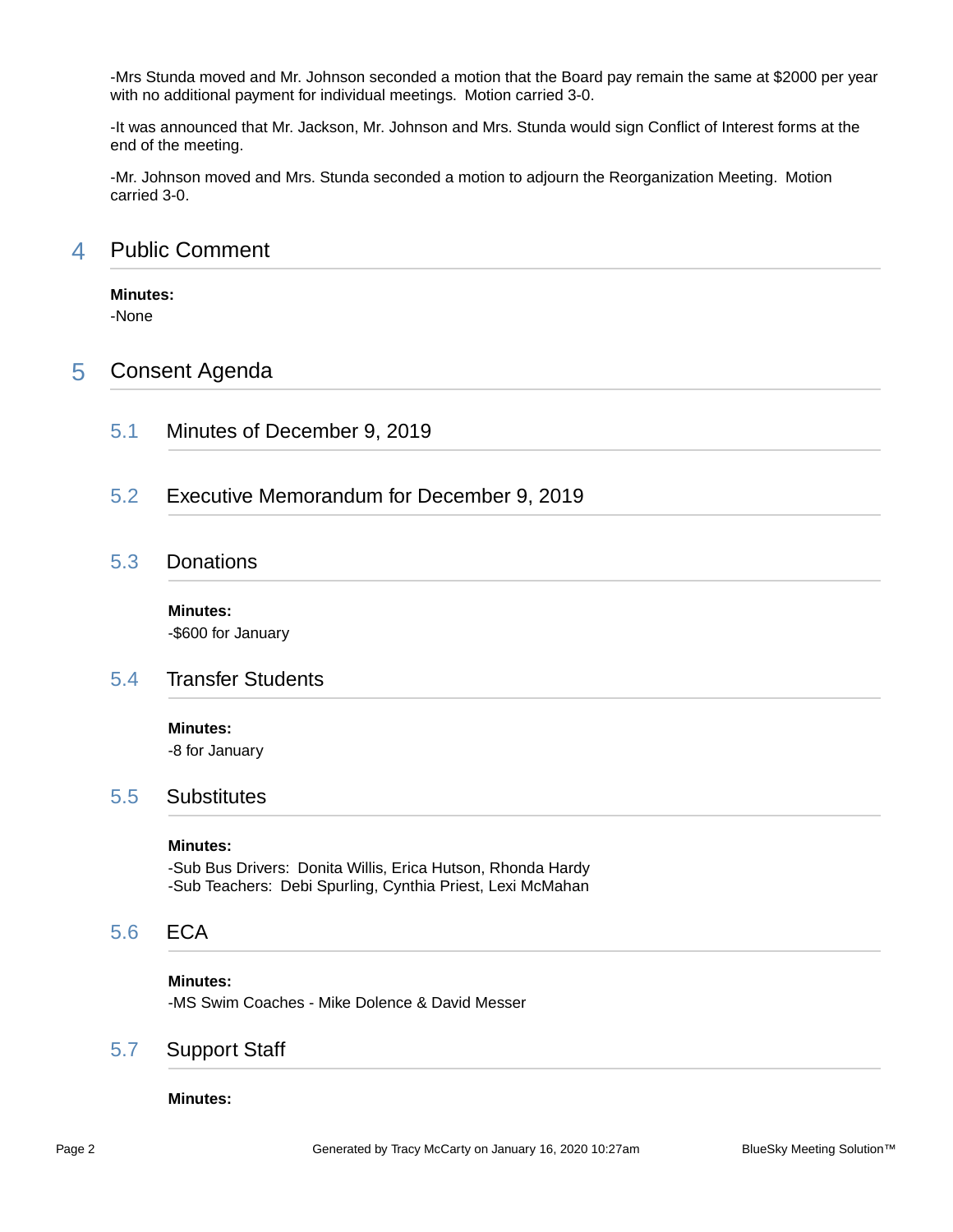-Mrs Stunda moved and Mr. Johnson seconded a motion that the Board pay remain the same at $2000 per year with no additional payment for individual meetings.  Motion carried 3-0.

-It was announced that Mr. Jackson, Mr. Johnson and Mrs. Stunda would sign Conflict of Interest forms at the end of the meeting.

-Mr. Johnson moved and Mrs. Stunda seconded a motion to adjourn the Reorganization Meeting.  Motion carried 3-0.

## 4 Public Comment

**Minutes:**
-None

## 5 Consent Agenda

### 5.1 Minutes of December 9, 2019

### 5.2 Executive Memorandum for December 9, 2019

### 5.3 Donations

**Minutes:**
-$600 for January

### 5.4 Transfer Students

**Minutes:**
-8 for January

### 5.5 Substitutes

**Minutes:**
-Sub Bus Drivers:  Donita Willis, Erica Hutson, Rhonda Hardy
-Sub Teachers:  Debi Spurling, Cynthia Priest, Lexi McMahan

### 5.6 ECA

**Minutes:**
-MS Swim Coaches - Mike Dolence & David Messer

### 5.7 Support Staff

**Minutes:**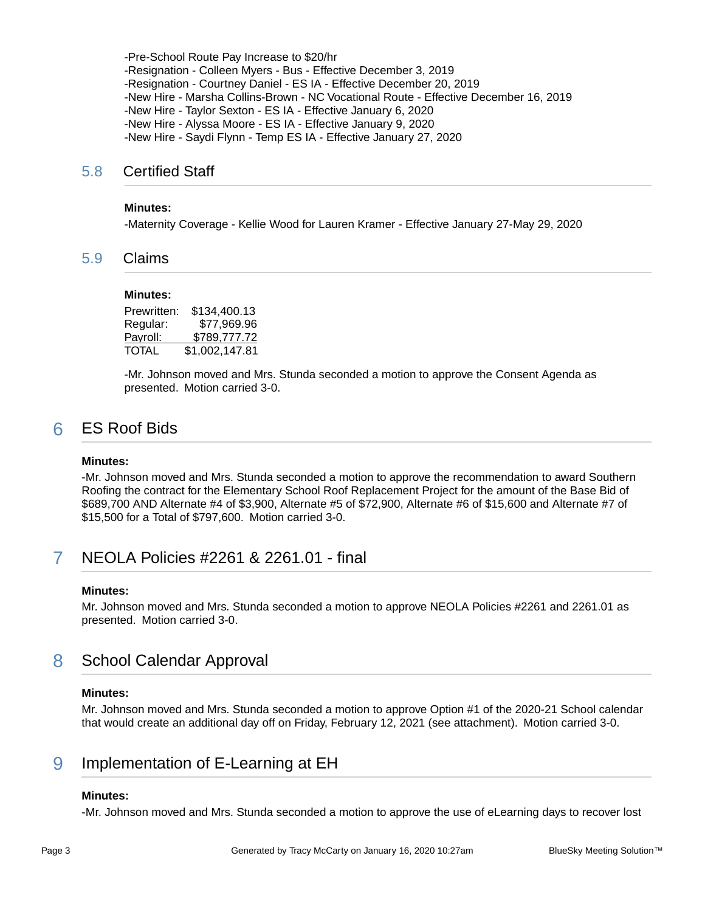-Pre-School Route Pay Increase to $20/hr
-Resignation - Colleen Myers - Bus - Effective December 3, 2019
-Resignation - Courtney Daniel - ES IA - Effective December 20, 2019
-New Hire - Marsha Collins-Brown - NC Vocational Route - Effective December 16, 2019
-New Hire - Taylor Sexton - ES IA - Effective January 6, 2020
-New Hire - Alyssa Moore - ES IA - Effective January 9, 2020
-New Hire - Saydi Flynn - Temp ES IA - Effective January 27, 2020

### 5.8 Certified Staff

**Minutes:**

-Maternity Coverage - Kellie Wood for Lauren Kramer - Effective January 27-May 29, 2020

### 5.9 Claims

**Minutes:**

| | |
|---|---|
| Prewritten: | $134,400.13 |
| Regular: | $77,969.96 |
| Payroll: | $789,777.72 |
| TOTAL | $1,002,147.81 |

-Mr. Johnson moved and Mrs. Stunda seconded a motion to approve the Consent Agenda as presented. Motion carried 3-0.

## 6 ES Roof Bids

**Minutes:**

-Mr. Johnson moved and Mrs. Stunda seconded a motion to approve the recommendation to award Southern Roofing the contract for the Elementary School Roof Replacement Project for the amount of the Base Bid of $689,700 AND Alternate #4 of $3,900, Alternate #5 of $72,900, Alternate #6 of $15,600 and Alternate #7 of $15,500 for a Total of $797,600. Motion carried 3-0.

## 7 NEOLA Policies #2261 & 2261.01 - final

**Minutes:**

Mr. Johnson moved and Mrs. Stunda seconded a motion to approve NEOLA Policies #2261 and 2261.01 as presented. Motion carried 3-0.

## 8 School Calendar Approval

**Minutes:**

Mr. Johnson moved and Mrs. Stunda seconded a motion to approve Option #1 of the 2020-21 School calendar that would create an additional day off on Friday, February 12, 2021 (see attachment). Motion carried 3-0.

## 9 Implementation of E-Learning at EH

**Minutes:**

-Mr. Johnson moved and Mrs. Stunda seconded a motion to approve the use of eLearning days to recover lost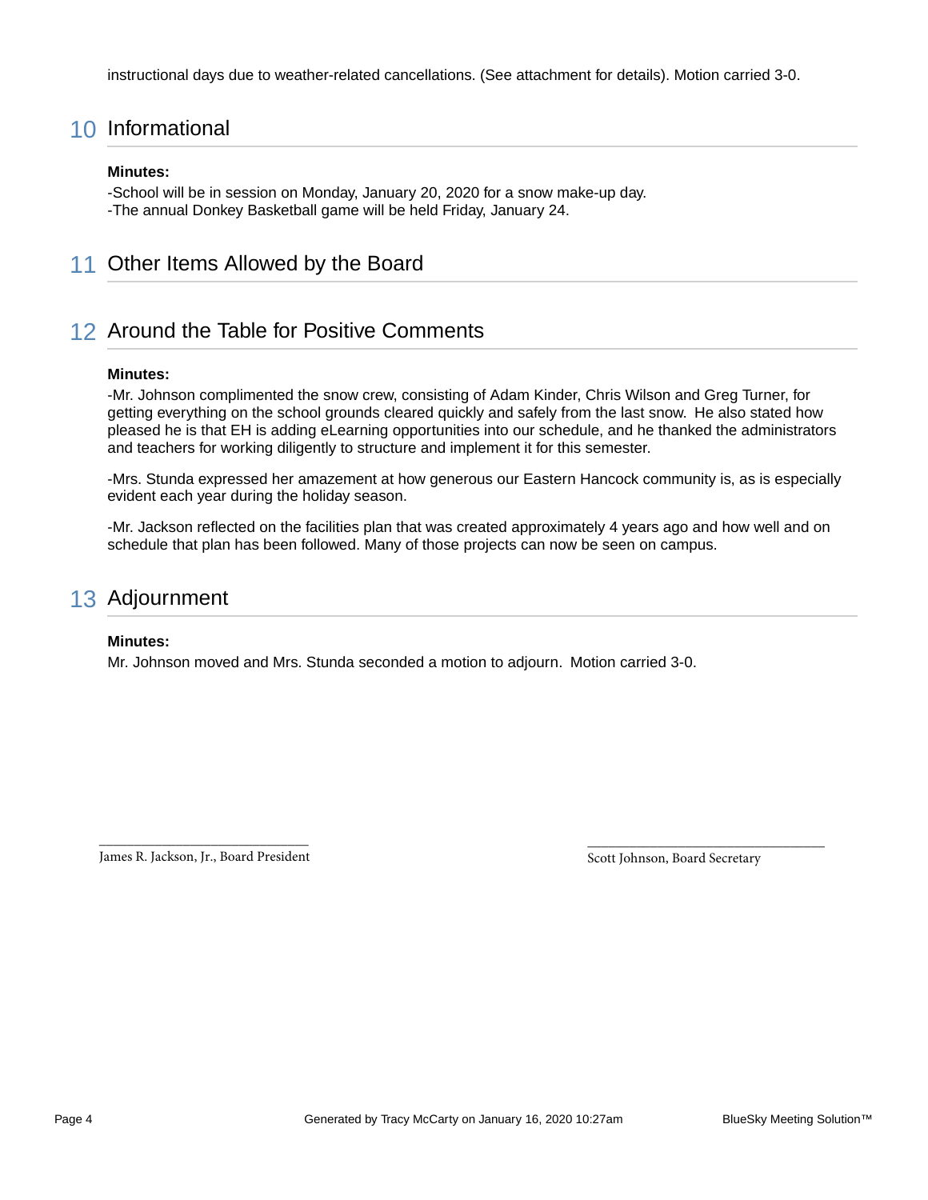instructional days due to weather-related cancellations. (See attachment for details). Motion carried 3-0.

## 10 Informational

**Minutes:**

-School will be in session on Monday, January 20, 2020 for a snow make-up day.
-The annual Donkey Basketball game will be held Friday, January 24.

## 11 Other Items Allowed by the Board

## 12 Around the Table for Positive Comments

**Minutes:**

-Mr. Johnson complimented the snow crew, consisting of Adam Kinder, Chris Wilson and Greg Turner, for getting everything on the school grounds cleared quickly and safely from the last snow. He also stated how pleased he is that EH is adding eLearning opportunities into our schedule, and he thanked the administrators and teachers for working diligently to structure and implement it for this semester.

-Mrs. Stunda expressed her amazement at how generous our Eastern Hancock community is, as is especially evident each year during the holiday season.

-Mr. Jackson reflected on the facilities plan that was created approximately 4 years ago and how well and on schedule that plan has been followed. Many of those projects can now be seen on campus.

## 13 Adjournment

**Minutes:**

Mr. Johnson moved and Mrs. Stunda seconded a motion to adjourn. Motion carried 3-0.

_____________________________
James R. Jackson, Jr., Board President

_____________________________
Scott Johnson, Board Secretary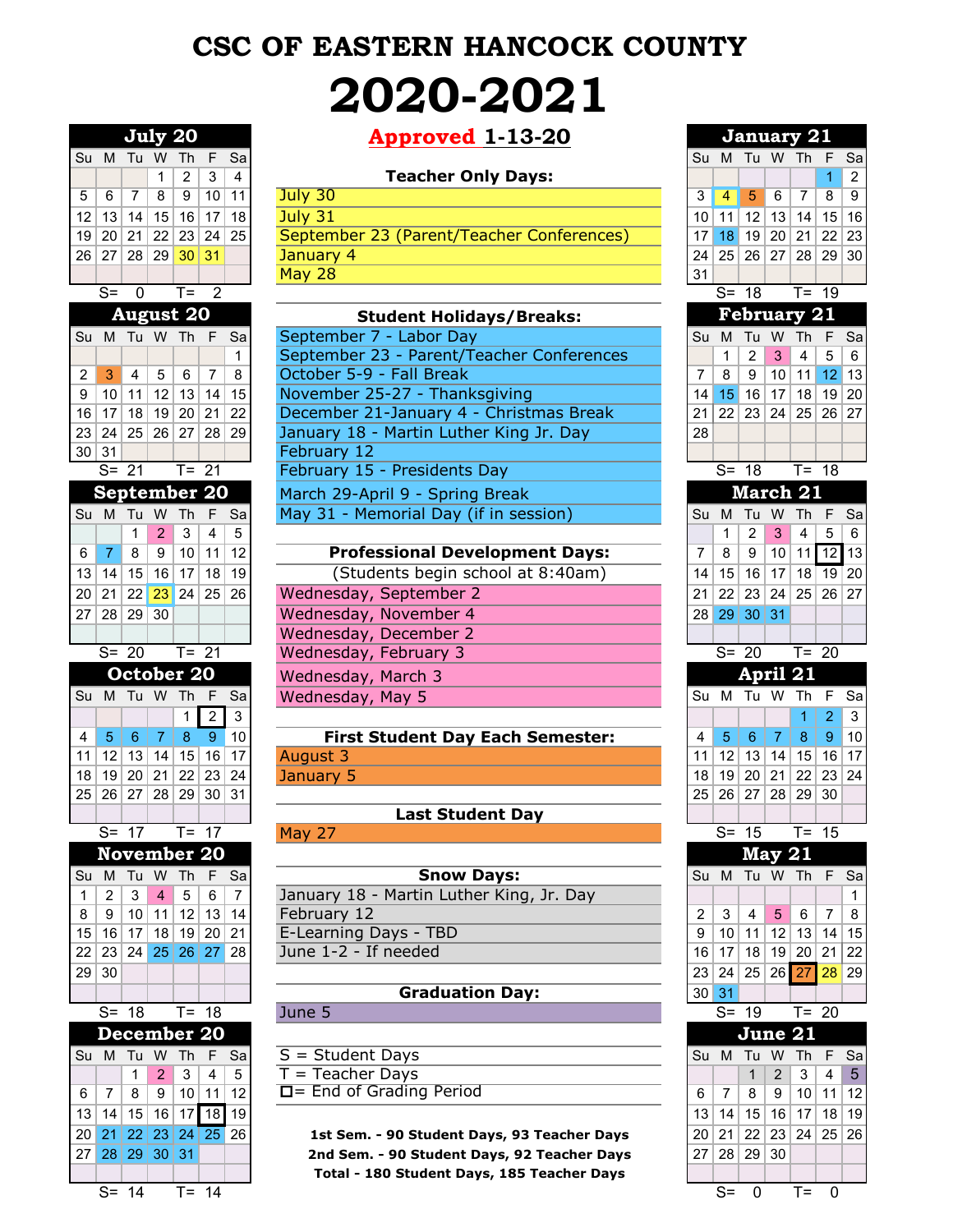# CSC OF EASTERN HANCOCK COUNTY

# 2020-2021

**Approved 1-13-20**

### July 20

| Su | M | Tu | W | Th | F | Sa |
|---|---|---|---|---|---|---|
| | | | 1 | 2 | 3 | 4 |
| 5 | 6 | 7 | 8 | 9 | 10 | 11 |
| 12 | 13 | 14 | 15 | 16 | 17 | 18 |
| 19 | 20 | 21 | 22 | 23 | 24 | 25 |
| 26 | 27 | 28 | 29 | 30 | 31 | |

S= 0 T= 2

### August 20

| Su | M | Tu | W | Th | F | Sa |
|---|---|---|---|---|---|---|
| | | | | | | 1 |
| 2 | 3 | 4 | 5 | 6 | 7 | 8 |
| 9 | 10 | 11 | 12 | 13 | 14 | 15 |
| 16 | 17 | 18 | 19 | 20 | 21 | 22 |
| 23 | 24 | 25 | 26 | 27 | 28 | 29 |
| 30 | 31 | | | | | |

S= 21 T= 21

### September 20

| Su | M | Tu | W | Th | F | Sa |
|---|---|---|---|---|---|---|
| | | 1 | 2 | 3 | 4 | 5 |
| 6 | 7 | 8 | 9 | 10 | 11 | 12 |
| 13 | 14 | 15 | 16 | 17 | 18 | 19 |
| 20 | 21 | 22 | 23 | 24 | 25 | 26 |
| 27 | 28 | 29 | 30 | | | |

S= 20 T= 21

### October 20

| Su | M | Tu | W | Th | F | Sa |
|---|---|---|---|---|---|---|
| | | | | 1 | 2 | 3 |
| 4 | 5 | 6 | 7 | 8 | 9 | 10 |
| 11 | 12 | 13 | 14 | 15 | 16 | 17 |
| 18 | 19 | 20 | 21 | 22 | 23 | 24 |
| 25 | 26 | 27 | 28 | 29 | 30 | 31 |

S= 17 T= 17

### November 20

| Su | M | Tu | W | Th | F | Sa |
|---|---|---|---|---|---|---|
| 1 | 2 | 3 | 4 | 5 | 6 | 7 |
| 8 | 9 | 10 | 11 | 12 | 13 | 14 |
| 15 | 16 | 17 | 18 | 19 | 20 | 21 |
| 22 | 23 | 24 | 25 | 26 | 27 | 28 |
| 29 | 30 | | | | | |

S= 18 T= 18

### December 20

| Su | M | Tu | W | Th | F | Sa |
|---|---|---|---|---|---|---|
| | | 1 | 2 | 3 | 4 | 5 |
| 6 | 7 | 8 | 9 | 10 | 11 | 12 |
| 13 | 14 | 15 | 16 | 17 | 18 | 19 |
| 20 | 21 | 22 | 23 | 24 | 25 | 26 |
| 27 | 28 | 29 | 30 | 31 | | |

S= 14 T= 14

**Teacher Only Days:**

- July 30
- July 31
- September 23 (Parent/Teacher Conferences)
- January 4
- May 28

**Student Holidays/Breaks:**

- September 7 - Labor Day
- September 23 - Parent/Teacher Conferences
- October 5-9 - Fall Break
- November 25-27 - Thanksgiving
- December 21-January 4 - Christmas Break
- January 18 - Martin Luther King Jr. Day
- February 12
- February 15 - Presidents Day
- March 29-April 9 - Spring Break
- May 31 - Memorial Day (if in session)

**Professional Development Days:**

(Students begin school at 8:40am)

- Wednesday, September 2
- Wednesday, November 4
- Wednesday, December 2
- Wednesday, February 3
- Wednesday, March 3
- Wednesday, May 5

**First Student Day Each Semester:**

- August 3
- January 5

**Last Student Day**

- May 27

**Snow Days:**

- January 18 - Martin Luther King, Jr. Day
- February 12
- E-Learning Days - TBD
- June 1-2 - If needed

**Graduation Day:**

- June 5

S = Student Days
T = Teacher Days
☐= End of Grading Period

**1st Sem. - 90 Student Days, 93 Teacher Days**
**2nd Sem. - 90 Student Days, 92 Teacher Days**
**Total - 180 Student Days, 185 Teacher Days**

### January 21

| Su | M | Tu | W | Th | F | Sa |
|---|---|---|---|---|---|---|
| | | | | | 1 | 2 |
| 3 | 4 | 5 | 6 | 7 | 8 | 9 |
| 10 | 11 | 12 | 13 | 14 | 15 | 16 |
| 17 | 18 | 19 | 20 | 21 | 22 | 23 |
| 24 | 25 | 26 | 27 | 28 | 29 | 30 |
| 31 | | | | | | |

S= 18 T= 19

### February 21

| Su | M | Tu | W | Th | F | Sa |
|---|---|---|---|---|---|---|
| | 1 | 2 | 3 | 4 | 5 | 6 |
| 7 | 8 | 9 | 10 | 11 | 12 | 13 |
| 14 | 15 | 16 | 17 | 18 | 19 | 20 |
| 21 | 22 | 23 | 24 | 25 | 26 | 27 |
| 28 | | | | | | |

S= 18 T= 18

### March 21

| Su | M | Tu | W | Th | F | Sa |
|---|---|---|---|---|---|---|
| | 1 | 2 | 3 | 4 | 5 | 6 |
| 7 | 8 | 9 | 10 | 11 | 12 | 13 |
| 14 | 15 | 16 | 17 | 18 | 19 | 20 |
| 21 | 22 | 23 | 24 | 25 | 26 | 27 |
| 28 | 29 | 30 | 31 | | | |

S= 20 T= 20

### April 21

| Su | M | Tu | W | Th | F | Sa |
|---|---|---|---|---|---|---|
| | | | | 1 | 2 | 3 |
| 4 | 5 | 6 | 7 | 8 | 9 | 10 |
| 11 | 12 | 13 | 14 | 15 | 16 | 17 |
| 18 | 19 | 20 | 21 | 22 | 23 | 24 |
| 25 | 26 | 27 | 28 | 29 | 30 | |

S= 15 T= 15

### May 21

| Su | M | Tu | W | Th | F | Sa |
|---|---|---|---|---|---|---|
| | | | | | | 1 |
| 2 | 3 | 4 | 5 | 6 | 7 | 8 |
| 9 | 10 | 11 | 12 | 13 | 14 | 15 |
| 16 | 17 | 18 | 19 | 20 | 21 | 22 |
| 23 | 24 | 25 | 26 | 27 | 28 | 29 |
| 30 | 31 | | | | | |

S= 19 T= 20

### June 21

| Su | M | Tu | W | Th | F | Sa |
|---|---|---|---|---|---|---|
| | | 1 | 2 | 3 | 4 | 5 |
| 6 | 7 | 8 | 9 | 10 | 11 | 12 |
| 13 | 14 | 15 | 16 | 17 | 18 | 19 |
| 20 | 21 | 22 | 23 | 24 | 25 | 26 |
| 27 | 28 | 29 | 30 | | | |

S= 0 T= 0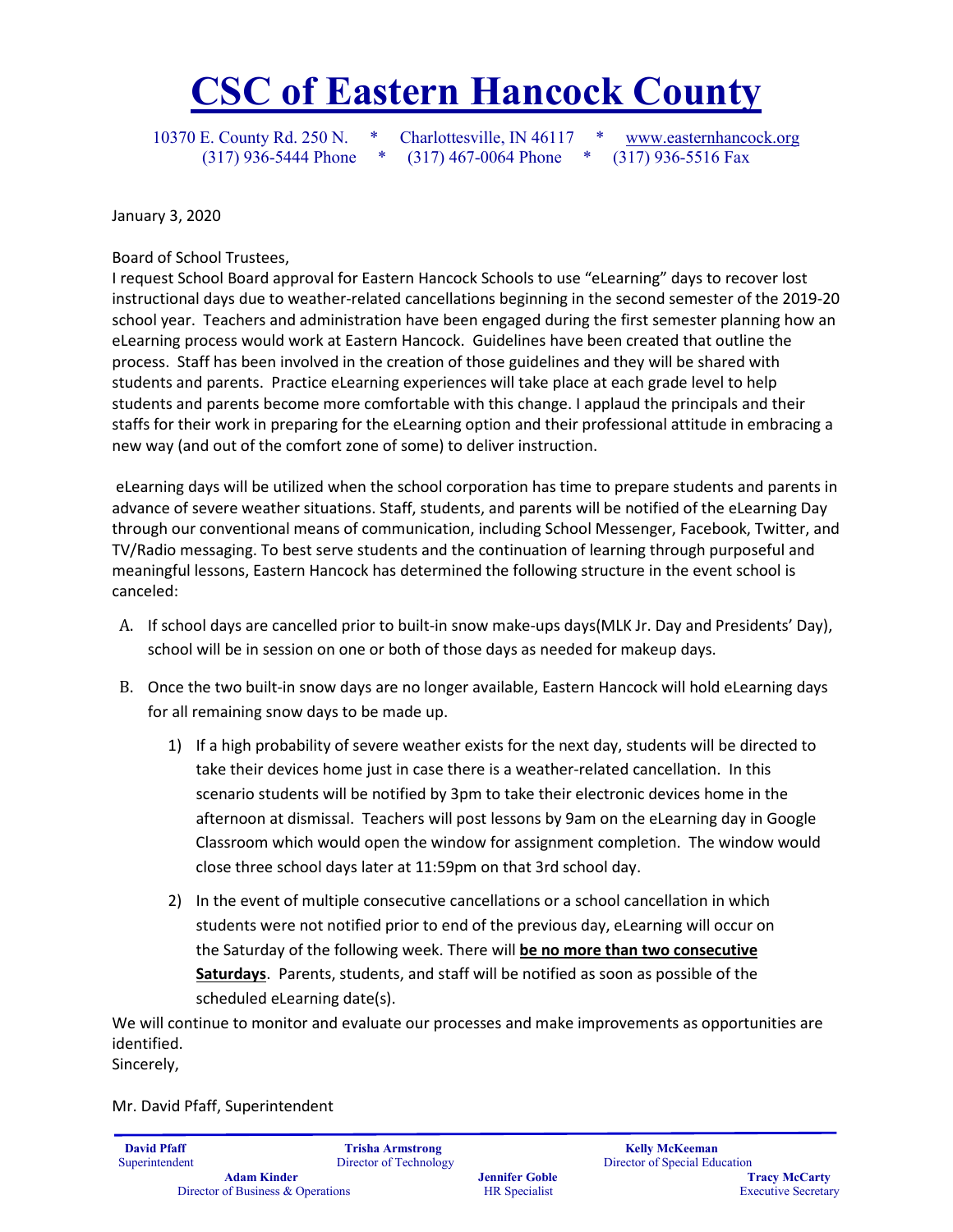# CSC of Eastern Hancock County

10370 E. County Rd. 250 N. * Charlottesville, IN 46117 * www.easternhancock.org
(317) 936-5444 Phone * (317) 467-0064 Phone * (317) 936-5516 Fax

January 3, 2020

Board of School Trustees,
I request School Board approval for Eastern Hancock Schools to use "eLearning" days to recover lost instructional days due to weather-related cancellations beginning in the second semester of the 2019-20 school year. Teachers and administration have been engaged during the first semester planning how an eLearning process would work at Eastern Hancock. Guidelines have been created that outline the process. Staff has been involved in the creation of those guidelines and they will be shared with students and parents. Practice eLearning experiences will take place at each grade level to help students and parents become more comfortable with this change. I applaud the principals and their staffs for their work in preparing for the eLearning option and their professional attitude in embracing a new way (and out of the comfort zone of some) to deliver instruction.

eLearning days will be utilized when the school corporation has time to prepare students and parents in advance of severe weather situations. Staff, students, and parents will be notified of the eLearning Day through our conventional means of communication, including School Messenger, Facebook, Twitter, and TV/Radio messaging. To best serve students and the continuation of learning through purposeful and meaningful lessons, Eastern Hancock has determined the following structure in the event school is canceled:

A. If school days are cancelled prior to built-in snow make-ups days(MLK Jr. Day and Presidents' Day), school will be in session on one or both of those days as needed for makeup days.

B. Once the two built-in snow days are no longer available, Eastern Hancock will hold eLearning days for all remaining snow days to be made up.

   1) If a high probability of severe weather exists for the next day, students will be directed to take their devices home just in case there is a weather-related cancellation. In this scenario students will be notified by 3pm to take their electronic devices home in the afternoon at dismissal. Teachers will post lessons by 9am on the eLearning day in Google Classroom which would open the window for assignment completion. The window would close three school days later at 11:59pm on that 3rd school day.

   2) In the event of multiple consecutive cancellations or a school cancellation in which students were not notified prior to end of the previous day, eLearning will occur on the Saturday of the following week. There will **be no more than two consecutive Saturdays**. Parents, students, and staff will be notified as soon as possible of the scheduled eLearning date(s).

We will continue to monitor and evaluate our processes and make improvements as opportunities are identified.
Sincerely,

Mr. David Pfaff, Superintendent

**David Pfaff**
Superintendent

**Trisha Armstrong**
Director of Technology

**Kelly McKeeman**
Director of Special Education

**Adam Kinder**
Director of Business & Operations

**Jennifer Goble**
HR Specialist

**Tracy McCarty**
Executive Secretary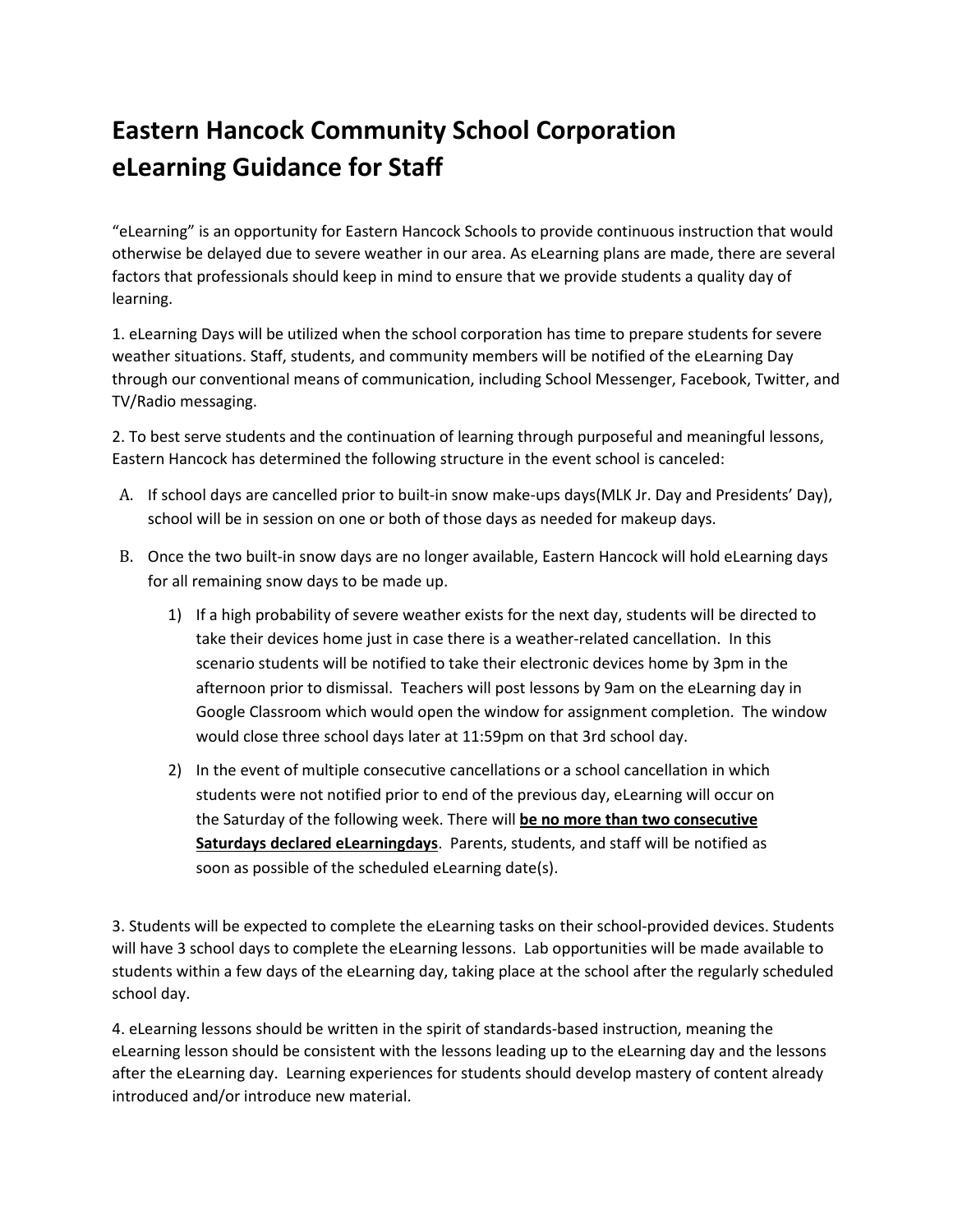# Eastern Hancock Community School Corporation
# eLearning Guidance for Staff

"eLearning" is an opportunity for Eastern Hancock Schools to provide continuous instruction that would otherwise be delayed due to severe weather in our area. As eLearning plans are made, there are several factors that professionals should keep in mind to ensure that we provide students a quality day of learning.

1. eLearning Days will be utilized when the school corporation has time to prepare students for severe weather situations. Staff, students, and community members will be notified of the eLearning Day through our conventional means of communication, including School Messenger, Facebook, Twitter, and TV/Radio messaging.

2. To best serve students and the continuation of learning through purposeful and meaningful lessons, Eastern Hancock has determined the following structure in the event school is canceled:

   A. If school days are cancelled prior to built-in snow make-ups days(MLK Jr. Day and Presidents' Day), school will be in session on one or both of those days as needed for makeup days.

   B. Once the two built-in snow days are no longer available, Eastern Hancock will hold eLearning days for all remaining snow days to be made up.

      1) If a high probability of severe weather exists for the next day, students will be directed to take their devices home just in case there is a weather-related cancellation. In this scenario students will be notified to take their electronic devices home by 3pm in the afternoon prior to dismissal. Teachers will post lessons by 9am on the eLearning day in Google Classroom which would open the window for assignment completion. The window would close three school days later at 11:59pm on that 3rd school day.

      2) In the event of multiple consecutive cancellations or a school cancellation in which students were not notified prior to end of the previous day, eLearning will occur on the Saturday of the following week. There will **be no more than two consecutive Saturdays declared eLearningdays**. Parents, students, and staff will be notified as soon as possible of the scheduled eLearning date(s).

3. Students will be expected to complete the eLearning tasks on their school-provided devices. Students will have 3 school days to complete the eLearning lessons. Lab opportunities will be made available to students within a few days of the eLearning day, taking place at the school after the regularly scheduled school day.

4. eLearning lessons should be written in the spirit of standards-based instruction, meaning the eLearning lesson should be consistent with the lessons leading up to the eLearning day and the lessons after the eLearning day. Learning experiences for students should develop mastery of content already introduced and/or introduce new material.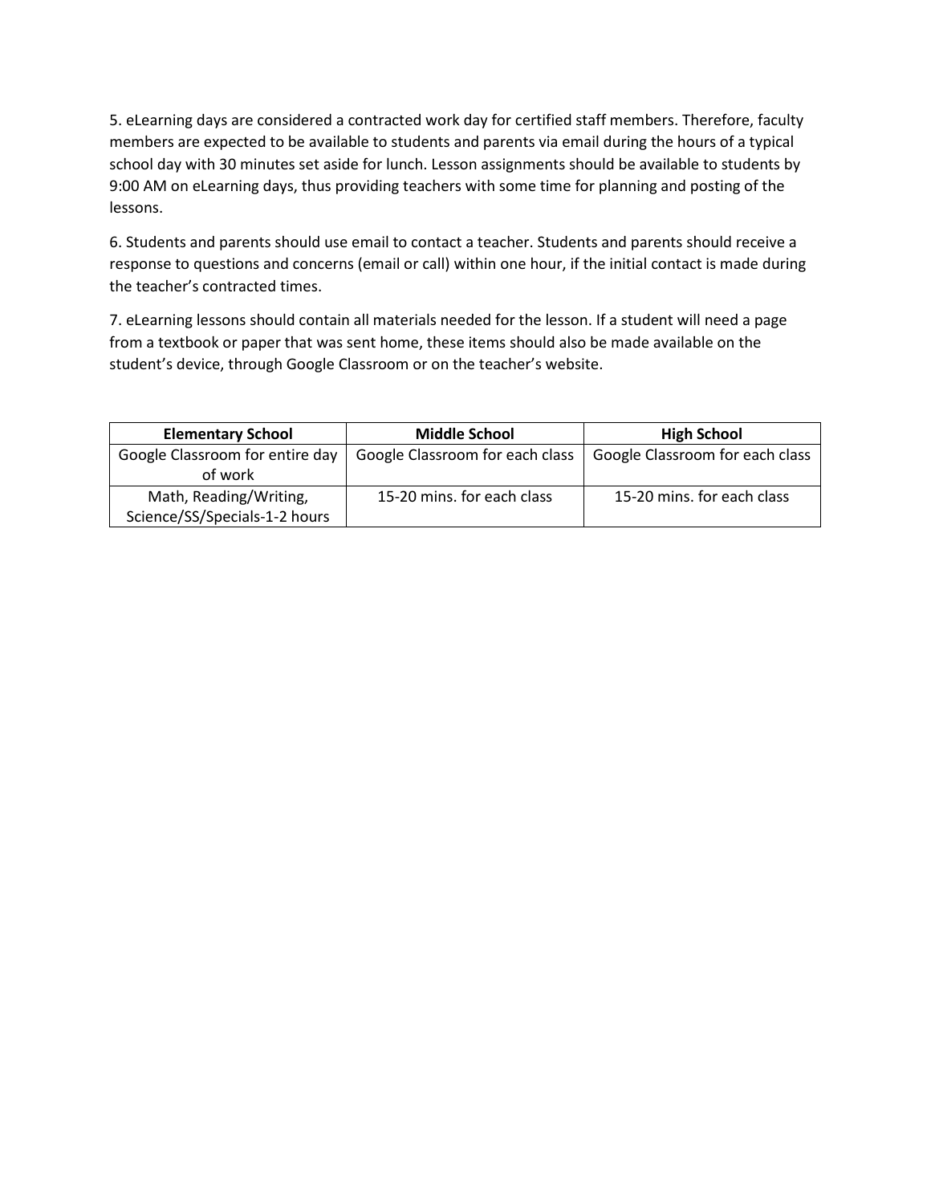5. eLearning days are considered a contracted work day for certified staff members. Therefore, faculty members are expected to be available to students and parents via email during the hours of a typical school day with 30 minutes set aside for lunch. Lesson assignments should be available to students by 9:00 AM on eLearning days, thus providing teachers with some time for planning and posting of the lessons.

6. Students and parents should use email to contact a teacher. Students and parents should receive a response to questions and concerns (email or call) within one hour, if the initial contact is made during the teacher's contracted times.

7. eLearning lessons should contain all materials needed for the lesson. If a student will need a page from a textbook or paper that was sent home, these items should also be made available on the student's device, through Google Classroom or on the teacher's website.

| **Elementary School** | **Middle School** | **High School** |
| --- | --- | --- |
| Google Classroom for entire day of work | Google Classroom for each class | Google Classroom for each class |
| Math, Reading/Writing, Science/SS/Specials-1-2 hours | 15-20 mins. for each class | 15-20 mins. for each class |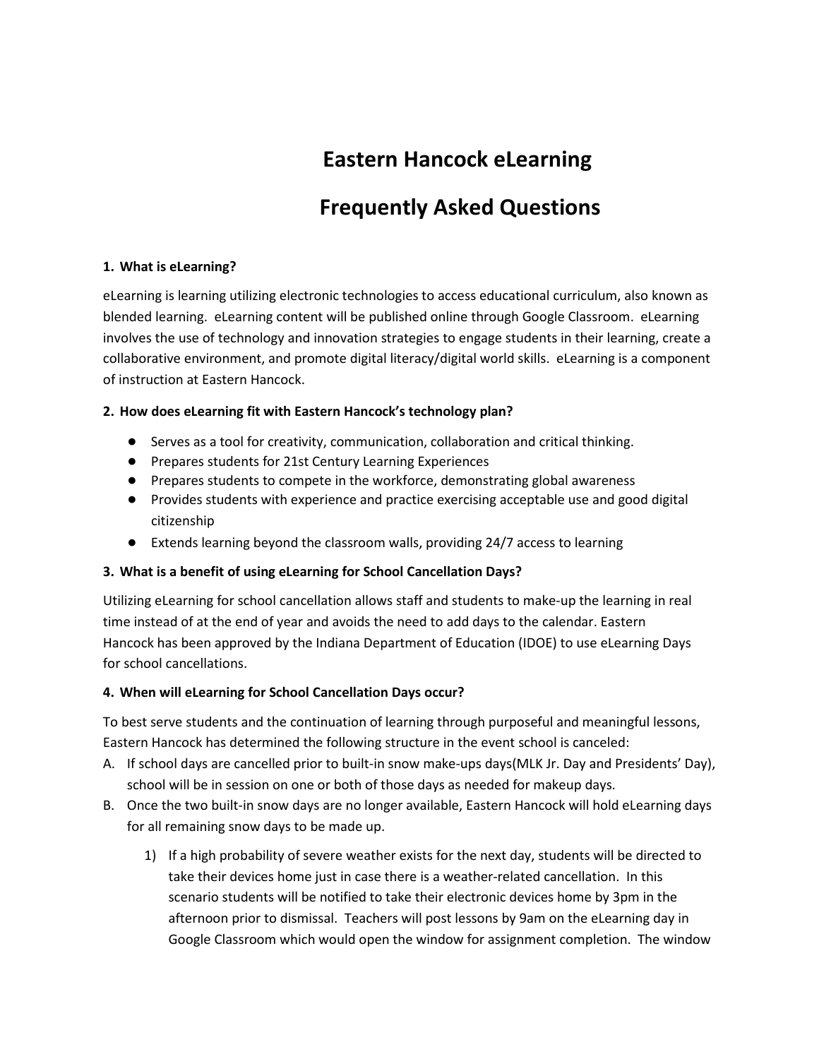# Eastern Hancock eLearning

# Frequently Asked Questions

**1. What is eLearning?**

eLearning is learning utilizing electronic technologies to access educational curriculum, also known as blended learning. eLearning content will be published online through Google Classroom. eLearning involves the use of technology and innovation strategies to engage students in their learning, create a collaborative environment, and promote digital literacy/digital world skills. eLearning is a component of instruction at Eastern Hancock.

**2. How does eLearning fit with Eastern Hancock's technology plan?**

- Serves as a tool for creativity, communication, collaboration and critical thinking.
- Prepares students for 21st Century Learning Experiences
- Prepares students to compete in the workforce, demonstrating global awareness
- Provides students with experience and practice exercising acceptable use and good digital citizenship
- Extends learning beyond the classroom walls, providing 24/7 access to learning

**3. What is a benefit of using eLearning for School Cancellation Days?**

Utilizing eLearning for school cancellation allows staff and students to make-up the learning in real time instead of at the end of year and avoids the need to add days to the calendar. Eastern Hancock has been approved by the Indiana Department of Education (IDOE) to use eLearning Days for school cancellations.

**4. When will eLearning for School Cancellation Days occur?**

To best serve students and the continuation of learning through purposeful and meaningful lessons, Eastern Hancock has determined the following structure in the event school is canceled:

A. If school days are cancelled prior to built-in snow make-ups days(MLK Jr. Day and Presidents' Day), school will be in session on one or both of those days as needed for makeup days.

B. Once the two built-in snow days are no longer available, Eastern Hancock will hold eLearning days for all remaining snow days to be made up.

   1) If a high probability of severe weather exists for the next day, students will be directed to take their devices home just in case there is a weather-related cancellation. In this scenario students will be notified to take their electronic devices home by 3pm in the afternoon prior to dismissal. Teachers will post lessons by 9am on the eLearning day in Google Classroom which would open the window for assignment completion. The window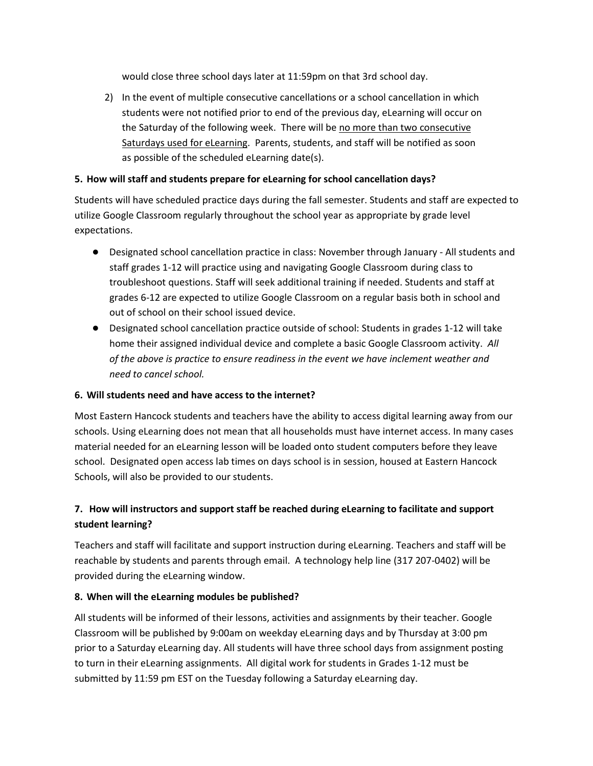would close three school days later at 11:59pm on that 3rd school day.

2) In the event of multiple consecutive cancellations or a school cancellation in which students were not notified prior to end of the previous day, eLearning will occur on the Saturday of the following week. There will be no more than two consecutive Saturdays used for eLearning. Parents, students, and staff will be notified as soon as possible of the scheduled eLearning date(s).

**5. How will staff and students prepare for eLearning for school cancellation days?**

Students will have scheduled practice days during the fall semester. Students and staff are expected to utilize Google Classroom regularly throughout the school year as appropriate by grade level expectations.

- Designated school cancellation practice in class: November through January - All students and staff grades 1-12 will practice using and navigating Google Classroom during class to troubleshoot questions. Staff will seek additional training if needed. Students and staff at grades 6-12 are expected to utilize Google Classroom on a regular basis both in school and out of school on their school issued device.
- Designated school cancellation practice outside of school: Students in grades 1-12 will take home their assigned individual device and complete a basic Google Classroom activity. *All of the above is practice to ensure readiness in the event we have inclement weather and need to cancel school.*

**6. Will students need and have access to the internet?**

Most Eastern Hancock students and teachers have the ability to access digital learning away from our schools. Using eLearning does not mean that all households must have internet access. In many cases material needed for an eLearning lesson will be loaded onto student computers before they leave school. Designated open access lab times on days school is in session, housed at Eastern Hancock Schools, will also be provided to our students.

**7. How will instructors and support staff be reached during eLearning to facilitate and support student learning?**

Teachers and staff will facilitate and support instruction during eLearning. Teachers and staff will be reachable by students and parents through email. A technology help line (317 207-0402) will be provided during the eLearning window.

**8. When will the eLearning modules be published?**

All students will be informed of their lessons, activities and assignments by their teacher. Google Classroom will be published by 9:00am on weekday eLearning days and by Thursday at 3:00 pm prior to a Saturday eLearning day. All students will have three school days from assignment posting to turn in their eLearning assignments. All digital work for students in Grades 1-12 must be submitted by 11:59 pm EST on the Tuesday following a Saturday eLearning day.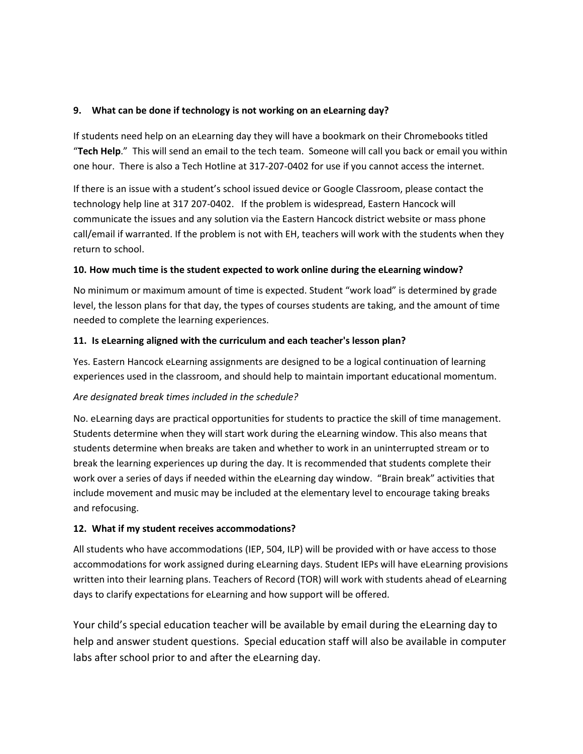**9. What can be done if technology is not working on an eLearning day?**

If students need help on an eLearning day they will have a bookmark on their Chromebooks titled "**Tech Help**." This will send an email to the tech team. Someone will call you back or email you within one hour. There is also a Tech Hotline at 317-207-0402 for use if you cannot access the internet.

If there is an issue with a student's school issued device or Google Classroom, please contact the technology help line at 317 207-0402. If the problem is widespread, Eastern Hancock will communicate the issues and any solution via the Eastern Hancock district website or mass phone call/email if warranted. If the problem is not with EH, teachers will work with the students when they return to school.

**10. How much time is the student expected to work online during the eLearning window?**

No minimum or maximum amount of time is expected. Student "work load" is determined by grade level, the lesson plans for that day, the types of courses students are taking, and the amount of time needed to complete the learning experiences.

**11. Is eLearning aligned with the curriculum and each teacher's lesson plan?**

Yes. Eastern Hancock eLearning assignments are designed to be a logical continuation of learning experiences used in the classroom, and should help to maintain important educational momentum.

*Are designated break times included in the schedule?*

No. eLearning days are practical opportunities for students to practice the skill of time management. Students determine when they will start work during the eLearning window. This also means that students determine when breaks are taken and whether to work in an uninterrupted stream or to break the learning experiences up during the day. It is recommended that students complete their work over a series of days if needed within the eLearning day window. "Brain break" activities that include movement and music may be included at the elementary level to encourage taking breaks and refocusing.

**12. What if my student receives accommodations?**

All students who have accommodations (IEP, 504, ILP) will be provided with or have access to those accommodations for work assigned during eLearning days. Student IEPs will have eLearning provisions written into their learning plans. Teachers of Record (TOR) will work with students ahead of eLearning days to clarify expectations for eLearning and how support will be offered.

Your child's special education teacher will be available by email during the eLearning day to help and answer student questions. Special education staff will also be available in computer labs after school prior to and after the eLearning day.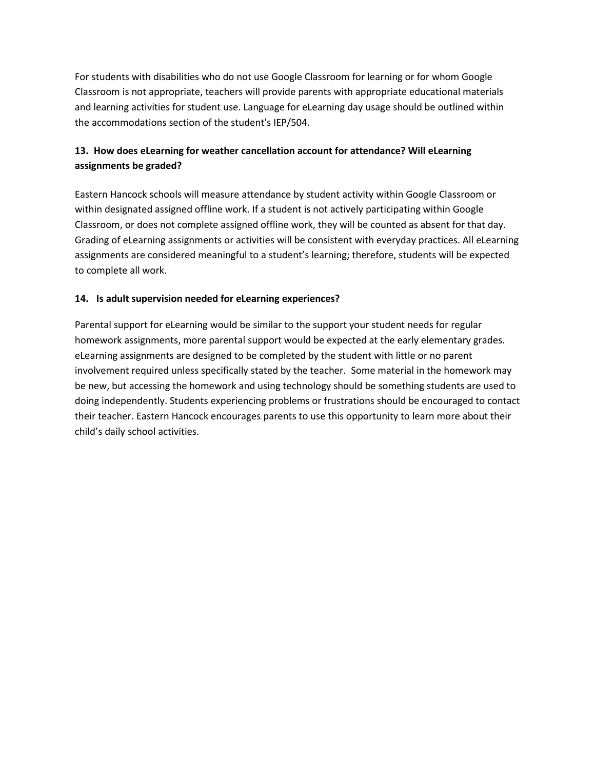For students with disabilities who do not use Google Classroom for learning or for whom Google Classroom is not appropriate, teachers will provide parents with appropriate educational materials and learning activities for student use. Language for eLearning day usage should be outlined within the accommodations section of the student's IEP/504.

**13. How does eLearning for weather cancellation account for attendance? Will eLearning assignments be graded?**

Eastern Hancock schools will measure attendance by student activity within Google Classroom or within designated assigned offline work. If a student is not actively participating within Google Classroom, or does not complete assigned offline work, they will be counted as absent for that day. Grading of eLearning assignments or activities will be consistent with everyday practices. All eLearning assignments are considered meaningful to a student's learning; therefore, students will be expected to complete all work.

**14. Is adult supervision needed for eLearning experiences?**

Parental support for eLearning would be similar to the support your student needs for regular homework assignments, more parental support would be expected at the early elementary grades. eLearning assignments are designed to be completed by the student with little or no parent involvement required unless specifically stated by the teacher. Some material in the homework may be new, but accessing the homework and using technology should be something students are used to doing independently. Students experiencing problems or frustrations should be encouraged to contact their teacher. Eastern Hancock encourages parents to use this opportunity to learn more about their child's daily school activities.